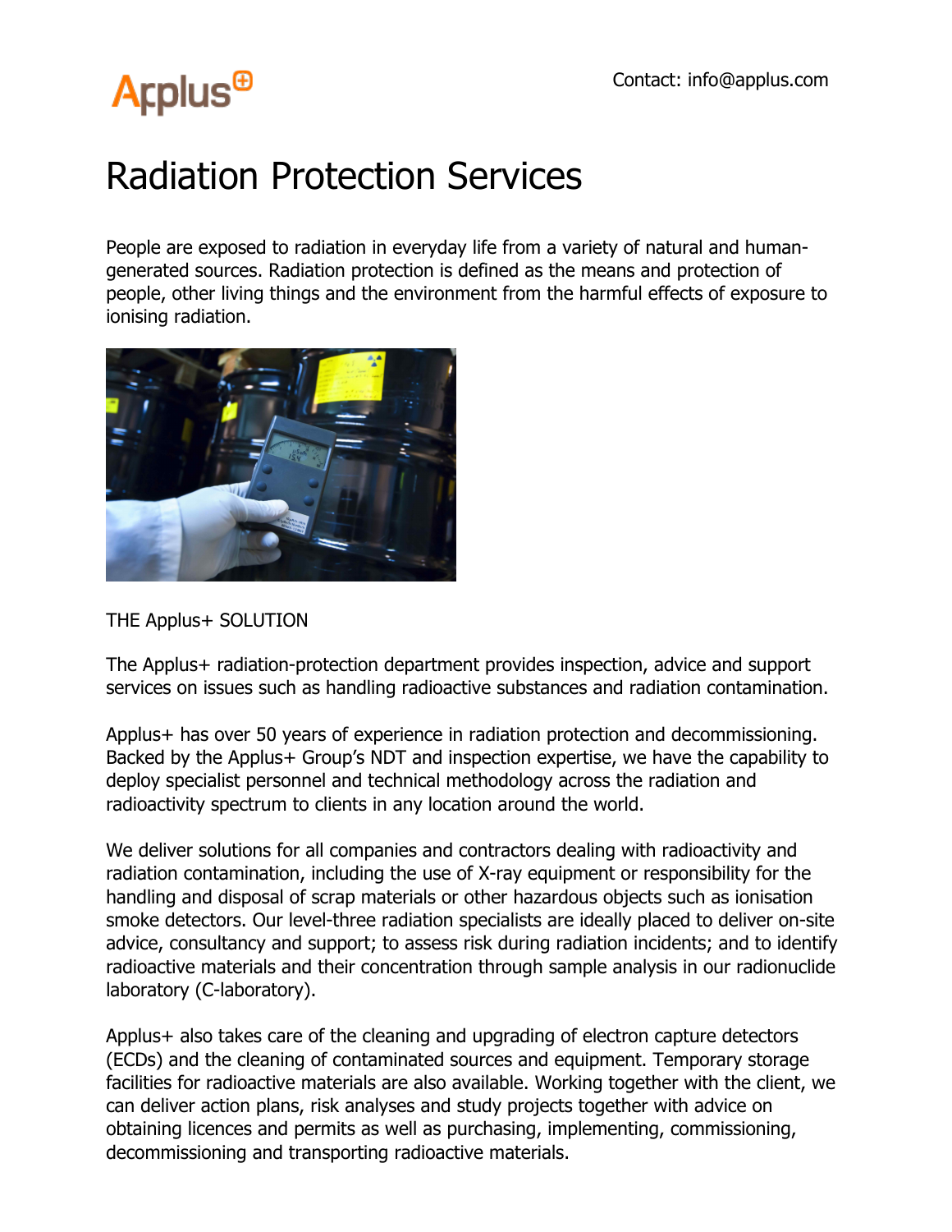Applus+

Contact: info@applus.com

# Radiation Protection Services

People are exposed to radiation in everyday life from a variety of natural and human-generated sources. Radiation protection is defined as the means and protection of people, other living things and the environment from the harmful effects of exposure to ionising radiation.

THE Applus+ SOLUTION

The Applus+ radiation-protection department provides inspection, advice and support services on issues such as handling radioactive substances and radiation contamination.

Applus+ has over 50 years of experience in radiation protection and decommissioning. Backed by the Applus+ Group's NDT and inspection expertise, we have the capability to deploy specialist personnel and technical methodology across the radiation and radioactivity spectrum to clients in any location around the world.

We deliver solutions for all companies and contractors dealing with radioactivity and radiation contamination, including the use of X-ray equipment or responsibility for the handling and disposal of scrap materials or other hazardous objects such as ionisation smoke detectors. Our level-three radiation specialists are ideally placed to deliver on-site advice, consultancy and support; to assess risk during radiation incidents; and to identify radioactive materials and their concentration through sample analysis in our radionuclide laboratory (C-laboratory).

Applus+ also takes care of the cleaning and upgrading of electron capture detectors (ECDs) and the cleaning of contaminated sources and equipment. Temporary storage facilities for radioactive materials are also available. Working together with the client, we can deliver action plans, risk analyses and study projects together with advice on obtaining licences and permits as well as purchasing, implementing, commissioning, decommissioning and transporting radioactive materials.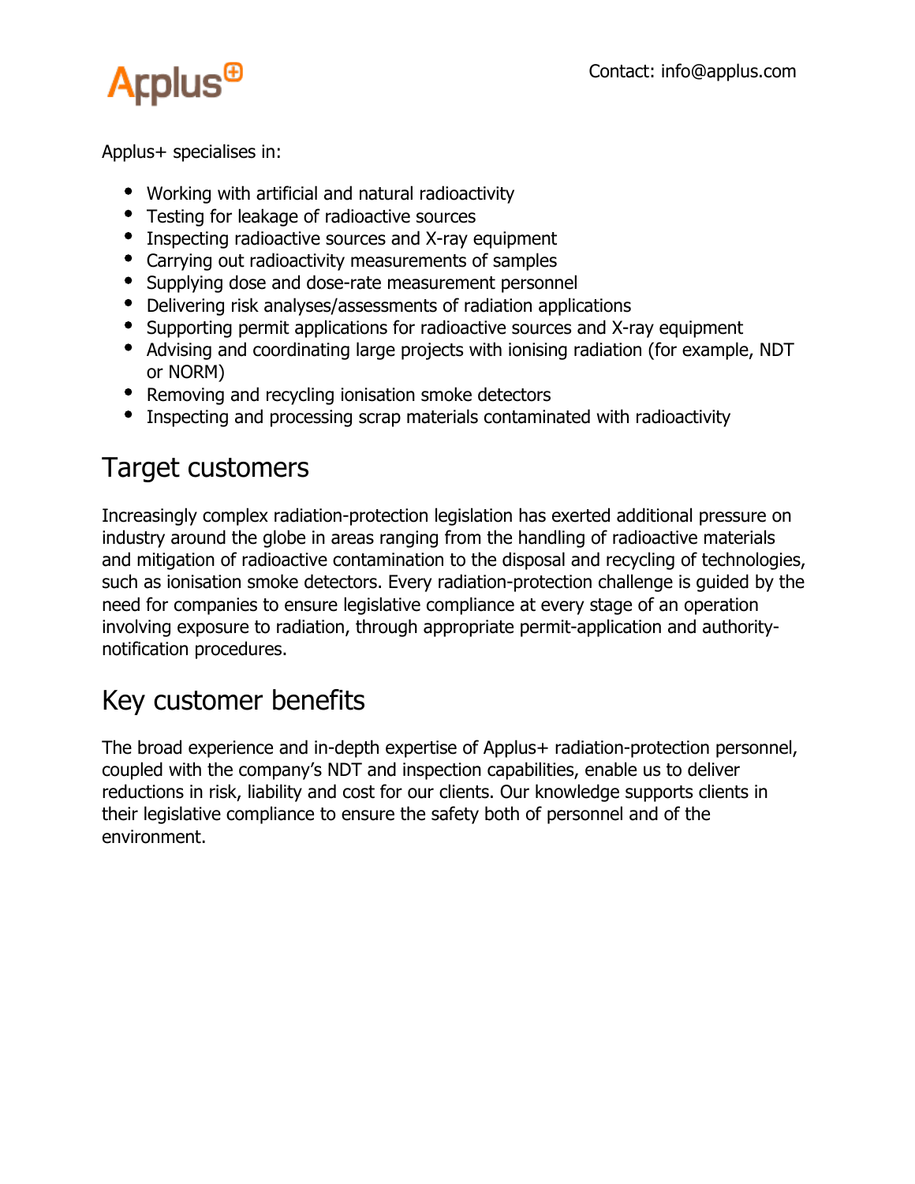Contact: info@applus.com

Applus+ specialises in:

- Working with artificial and natural radioactivity
- Testing for leakage of radioactive sources
- Inspecting radioactive sources and X-ray equipment
- Carrying out radioactivity measurements of samples
- Supplying dose and dose-rate measurement personnel
- Delivering risk analyses/assessments of radiation applications
- Supporting permit applications for radioactive sources and X-ray equipment
- Advising and coordinating large projects with ionising radiation (for example, NDT or NORM)
- Removing and recycling ionisation smoke detectors
- Inspecting and processing scrap materials contaminated with radioactivity

## Target customers

Increasingly complex radiation-protection legislation has exerted additional pressure on industry around the globe in areas ranging from the handling of radioactive materials and mitigation of radioactive contamination to the disposal and recycling of technologies, such as ionisation smoke detectors. Every radiation-protection challenge is guided by the need for companies to ensure legislative compliance at every stage of an operation involving exposure to radiation, through appropriate permit-application and authority-notification procedures.

## Key customer benefits

The broad experience and in-depth expertise of Applus+ radiation-protection personnel, coupled with the company's NDT and inspection capabilities, enable us to deliver reductions in risk, liability and cost for our clients. Our knowledge supports clients in their legislative compliance to ensure the safety both of personnel and of the environment.